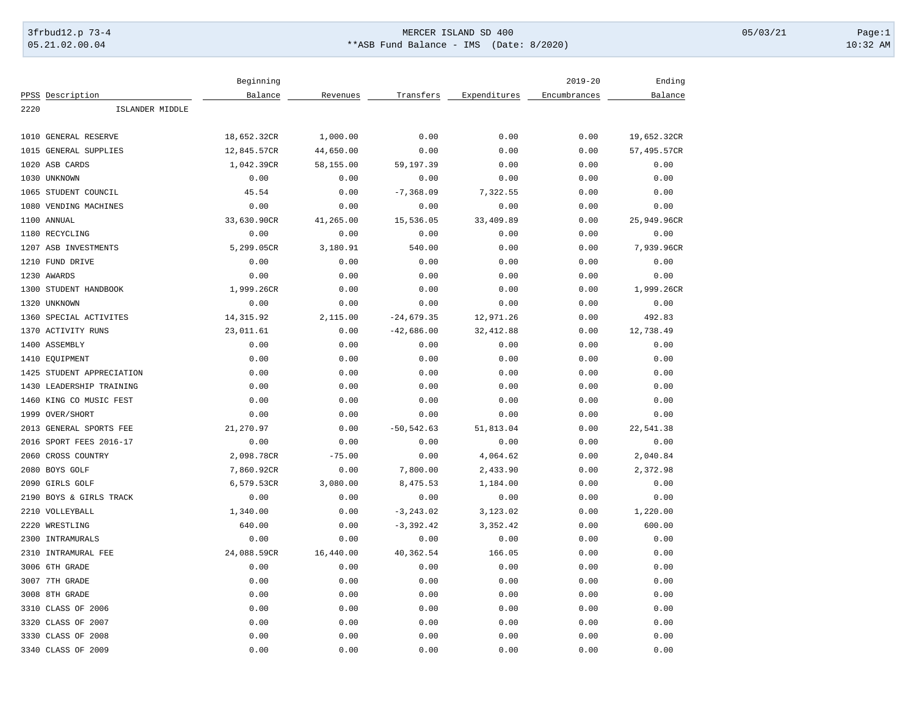MERCER ISLAND SD 400

**ASB Fund Balance - IMS (Date: 8/2020)

3frbud12.p 73-4 | 05.21.02.00.04 | 05/03/21 10:32 AM

| PPSS | Description | Beginning Balance | Revenues | Transfers | Expenditures | 2019-20 Encumbrances | Ending Balance |
|---|---|---|---|---|---|---|---|
| 2220 | ISLANDER MIDDLE | | | | | | |
| 1010 | GENERAL RESERVE | 18,652.32CR | 1,000.00 | 0.00 | 0.00 | 0.00 | 19,652.32CR |
| 1015 | GENERAL SUPPLIES | 12,845.57CR | 44,650.00 | 0.00 | 0.00 | 0.00 | 57,495.57CR |
| 1020 | ASB CARDS | 1,042.39CR | 58,155.00 | 59,197.39 | 0.00 | 0.00 | 0.00 |
| 1030 | UNKNOWN | 0.00 | 0.00 | 0.00 | 0.00 | 0.00 | 0.00 |
| 1065 | STUDENT COUNCIL | 45.54 | 0.00 | -7,368.09 | 7,322.55 | 0.00 | 0.00 |
| 1080 | VENDING MACHINES | 0.00 | 0.00 | 0.00 | 0.00 | 0.00 | 0.00 |
| 1100 | ANNUAL | 33,630.90CR | 41,265.00 | 15,536.05 | 33,409.89 | 0.00 | 25,949.96CR |
| 1180 | RECYCLING | 0.00 | 0.00 | 0.00 | 0.00 | 0.00 | 0.00 |
| 1207 | ASB INVESTMENTS | 5,299.05CR | 3,180.91 | 540.00 | 0.00 | 0.00 | 7,939.96CR |
| 1210 | FUND DRIVE | 0.00 | 0.00 | 0.00 | 0.00 | 0.00 | 0.00 |
| 1230 | AWARDS | 0.00 | 0.00 | 0.00 | 0.00 | 0.00 | 0.00 |
| 1300 | STUDENT HANDBOOK | 1,999.26CR | 0.00 | 0.00 | 0.00 | 0.00 | 1,999.26CR |
| 1320 | UNKNOWN | 0.00 | 0.00 | 0.00 | 0.00 | 0.00 | 0.00 |
| 1360 | SPECIAL ACTIVITES | 14,315.92 | 2,115.00 | -24,679.35 | 12,971.26 | 0.00 | 492.83 |
| 1370 | ACTIVITY RUNS | 23,011.61 | 0.00 | -42,686.00 | 32,412.88 | 0.00 | 12,738.49 |
| 1400 | ASSEMBLY | 0.00 | 0.00 | 0.00 | 0.00 | 0.00 | 0.00 |
| 1410 | EQUIPMENT | 0.00 | 0.00 | 0.00 | 0.00 | 0.00 | 0.00 |
| 1425 | STUDENT APPRECIATION | 0.00 | 0.00 | 0.00 | 0.00 | 0.00 | 0.00 |
| 1430 | LEADERSHIP TRAINING | 0.00 | 0.00 | 0.00 | 0.00 | 0.00 | 0.00 |
| 1460 | KING CO MUSIC FEST | 0.00 | 0.00 | 0.00 | 0.00 | 0.00 | 0.00 |
| 1999 | OVER/SHORT | 0.00 | 0.00 | 0.00 | 0.00 | 0.00 | 0.00 |
| 2013 | GENERAL SPORTS FEE | 21,270.97 | 0.00 | -50,542.63 | 51,813.04 | 0.00 | 22,541.38 |
| 2016 | SPORT FEES 2016-17 | 0.00 | 0.00 | 0.00 | 0.00 | 0.00 | 0.00 |
| 2060 | CROSS COUNTRY | 2,098.78CR | -75.00 | 0.00 | 4,064.62 | 0.00 | 2,040.84 |
| 2080 | BOYS GOLF | 7,860.92CR | 0.00 | 7,800.00 | 2,433.90 | 0.00 | 2,372.98 |
| 2090 | GIRLS GOLF | 6,579.53CR | 3,080.00 | 8,475.53 | 1,184.00 | 0.00 | 0.00 |
| 2190 | BOYS & GIRLS TRACK | 0.00 | 0.00 | 0.00 | 0.00 | 0.00 | 0.00 |
| 2210 | VOLLEYBALL | 1,340.00 | 0.00 | -3,243.02 | 3,123.02 | 0.00 | 1,220.00 |
| 2220 | WRESTLING | 640.00 | 0.00 | -3,392.42 | 3,352.42 | 0.00 | 600.00 |
| 2300 | INTRAMURALS | 0.00 | 0.00 | 0.00 | 0.00 | 0.00 | 0.00 |
| 2310 | INTRAMURAL FEE | 24,088.59CR | 16,440.00 | 40,362.54 | 166.05 | 0.00 | 0.00 |
| 3006 | 6TH GRADE | 0.00 | 0.00 | 0.00 | 0.00 | 0.00 | 0.00 |
| 3007 | 7TH GRADE | 0.00 | 0.00 | 0.00 | 0.00 | 0.00 | 0.00 |
| 3008 | 8TH GRADE | 0.00 | 0.00 | 0.00 | 0.00 | 0.00 | 0.00 |
| 3310 | CLASS OF 2006 | 0.00 | 0.00 | 0.00 | 0.00 | 0.00 | 0.00 |
| 3320 | CLASS OF 2007 | 0.00 | 0.00 | 0.00 | 0.00 | 0.00 | 0.00 |
| 3330 | CLASS OF 2008 | 0.00 | 0.00 | 0.00 | 0.00 | 0.00 | 0.00 |
| 3340 | CLASS OF 2009 | 0.00 | 0.00 | 0.00 | 0.00 | 0.00 | 0.00 |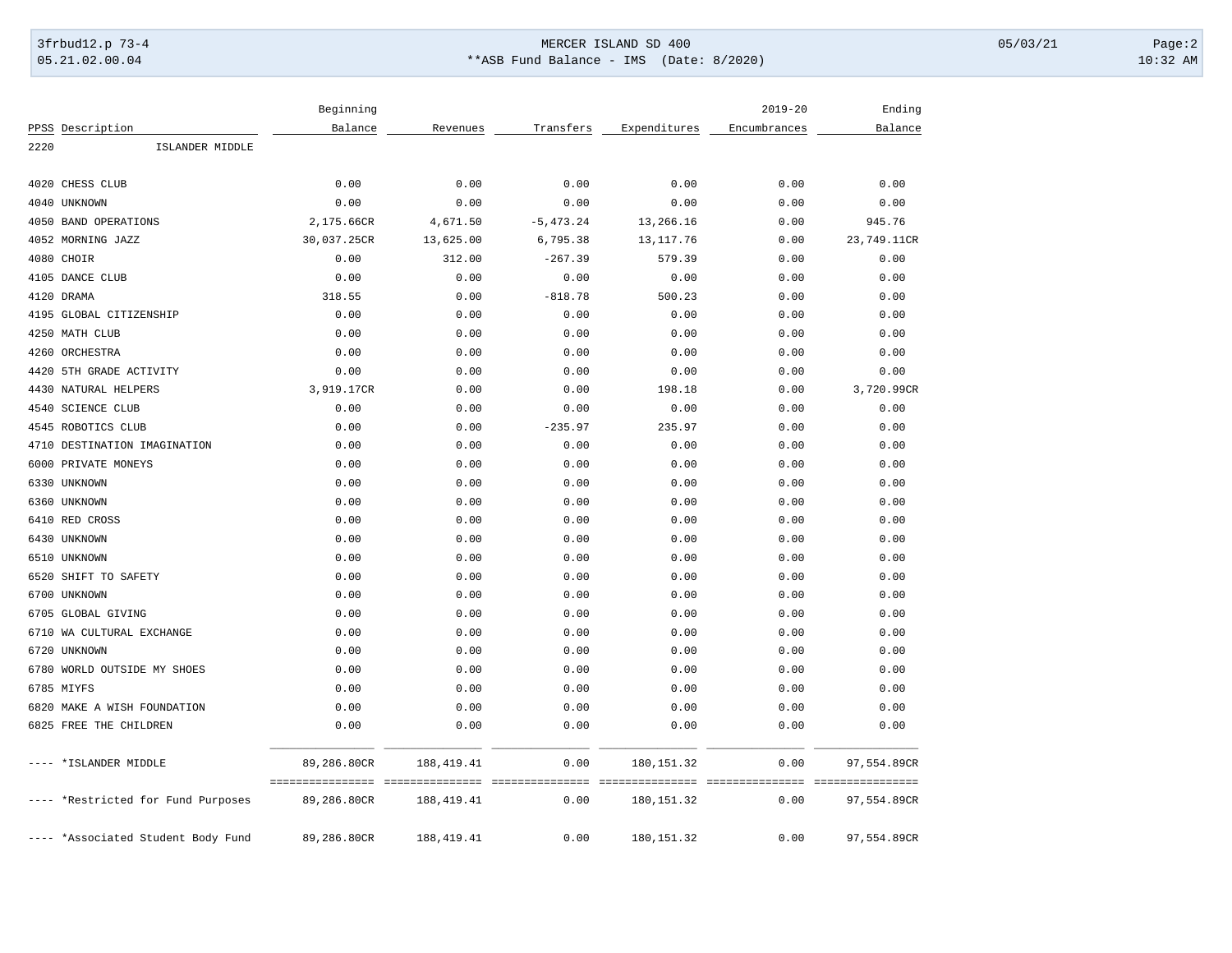| PPSS | Description | Beginning Balance | Revenues | Transfers | Expenditures | 2019-20 Encumbrances | Ending Balance |
|---|---|---|---|---|---|---|---|
| 2220 | ISLANDER MIDDLE | | | | | | |
| 4020 | CHESS CLUB | 0.00 | 0.00 | 0.00 | 0.00 | 0.00 | 0.00 |
| 4040 | UNKNOWN | 0.00 | 0.00 | 0.00 | 0.00 | 0.00 | 0.00 |
| 4050 | BAND OPERATIONS | 2,175.66CR | 4,671.50 | -5,473.24 | 13,266.16 | 0.00 | 945.76 |
| 4052 | MORNING JAZZ | 30,037.25CR | 13,625.00 | 6,795.38 | 13,117.76 | 0.00 | 23,749.11CR |
| 4080 | CHOIR | 0.00 | 312.00 | -267.39 | 579.39 | 0.00 | 0.00 |
| 4105 | DANCE CLUB | 0.00 | 0.00 | 0.00 | 0.00 | 0.00 | 0.00 |
| 4120 | DRAMA | 318.55 | 0.00 | -818.78 | 500.23 | 0.00 | 0.00 |
| 4195 | GLOBAL CITIZENSHIP | 0.00 | 0.00 | 0.00 | 0.00 | 0.00 | 0.00 |
| 4250 | MATH CLUB | 0.00 | 0.00 | 0.00 | 0.00 | 0.00 | 0.00 |
| 4260 | ORCHESTRA | 0.00 | 0.00 | 0.00 | 0.00 | 0.00 | 0.00 |
| 4420 | 5TH GRADE ACTIVITY | 0.00 | 0.00 | 0.00 | 0.00 | 0.00 | 0.00 |
| 4430 | NATURAL HELPERS | 3,919.17CR | 0.00 | 0.00 | 198.18 | 0.00 | 3,720.99CR |
| 4540 | SCIENCE CLUB | 0.00 | 0.00 | 0.00 | 0.00 | 0.00 | 0.00 |
| 4545 | ROBOTICS CLUB | 0.00 | 0.00 | -235.97 | 235.97 | 0.00 | 0.00 |
| 4710 | DESTINATION IMAGINATION | 0.00 | 0.00 | 0.00 | 0.00 | 0.00 | 0.00 |
| 6000 | PRIVATE MONEYS | 0.00 | 0.00 | 0.00 | 0.00 | 0.00 | 0.00 |
| 6330 | UNKNOWN | 0.00 | 0.00 | 0.00 | 0.00 | 0.00 | 0.00 |
| 6360 | UNKNOWN | 0.00 | 0.00 | 0.00 | 0.00 | 0.00 | 0.00 |
| 6410 | RED CROSS | 0.00 | 0.00 | 0.00 | 0.00 | 0.00 | 0.00 |
| 6430 | UNKNOWN | 0.00 | 0.00 | 0.00 | 0.00 | 0.00 | 0.00 |
| 6510 | UNKNOWN | 0.00 | 0.00 | 0.00 | 0.00 | 0.00 | 0.00 |
| 6520 | SHIFT TO SAFETY | 0.00 | 0.00 | 0.00 | 0.00 | 0.00 | 0.00 |
| 6700 | UNKNOWN | 0.00 | 0.00 | 0.00 | 0.00 | 0.00 | 0.00 |
| 6705 | GLOBAL GIVING | 0.00 | 0.00 | 0.00 | 0.00 | 0.00 | 0.00 |
| 6710 | WA CULTURAL EXCHANGE | 0.00 | 0.00 | 0.00 | 0.00 | 0.00 | 0.00 |
| 6720 | UNKNOWN | 0.00 | 0.00 | 0.00 | 0.00 | 0.00 | 0.00 |
| 6780 | WORLD OUTSIDE MY SHOES | 0.00 | 0.00 | 0.00 | 0.00 | 0.00 | 0.00 |
| 6785 | MIYFS | 0.00 | 0.00 | 0.00 | 0.00 | 0.00 | 0.00 |
| 6820 | MAKE A WISH FOUNDATION | 0.00 | 0.00 | 0.00 | 0.00 | 0.00 | 0.00 |
| 6825 | FREE THE CHILDREN | 0.00 | 0.00 | 0.00 | 0.00 | 0.00 | 0.00 |
| ---- | *ISLANDER MIDDLE | 89,286.80CR | 188,419.41 | 0.00 | 180,151.32 | 0.00 | 97,554.89CR |
| ---- | *Restricted for Fund Purposes | 89,286.80CR | 188,419.41 | 0.00 | 180,151.32 | 0.00 | 97,554.89CR |
| ---- | *Associated Student Body Fund | 89,286.80CR | 188,419.41 | 0.00 | 180,151.32 | 0.00 | 97,554.89CR |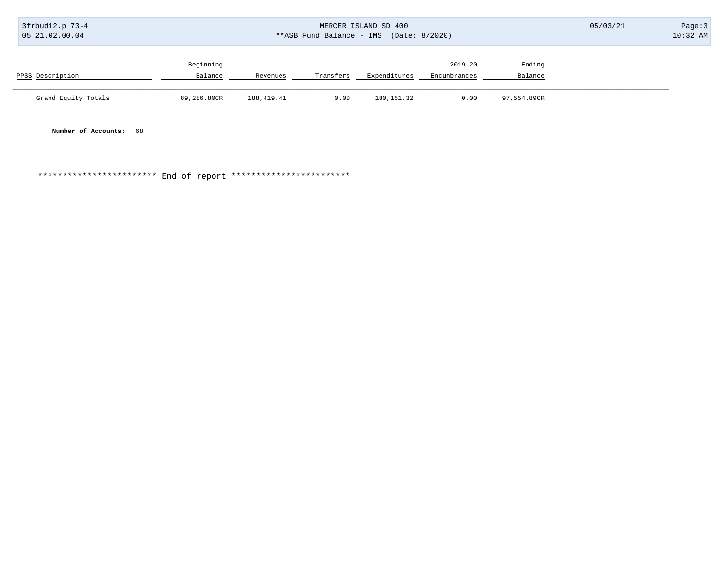| PPSS | Description | Beginning Balance | Revenues | Transfers | Expenditures | 2019-20 Encumbrances | Ending Balance |
|---|---|---|---|---|---|---|---|
| | Grand Equity Totals | 89,286.80CR | 188,419.41 | 0.00 | 180,151.32 | 0.00 | 97,554.89CR |

**Number of Accounts:** 68

************************ End of report ************************